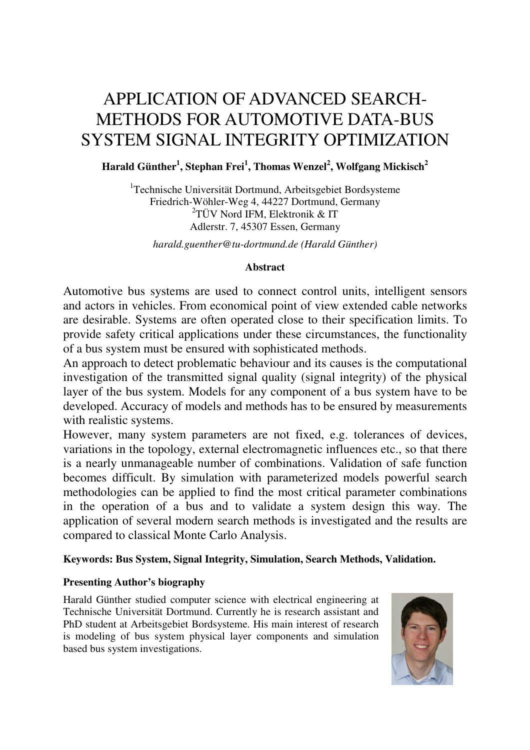# APPLICATION OF ADVANCED SEARCH-METHODS FOR AUTOMOTIVE DATA-BUS SYSTEM SIGNAL INTEGRITY OPTIMIZATION

**Harald Günther[1], Stephan Frei[1], Thomas Wenzel[2], Wolfgang Mickisch[2]**

[1]Technische Universität Dortmund, Arbeitsgebiet Bordsysteme
Friedrich-Wöhler-Weg 4, 44227 Dortmund, Germany
[2]TÜV Nord IFM, Elektronik & IT
Adlerstr. 7, 45307 Essen, Germany

*harald.guenther@tu-dortmund.de (Harald Günther)*

**Abstract**

Automotive bus systems are used to connect control units, intelligent sensors and actors in vehicles. From economical point of view extended cable networks are desirable. Systems are often operated close to their specification limits. To provide safety critical applications under these circumstances, the functionality of a bus system must be ensured with sophisticated methods.

An approach to detect problematic behaviour and its causes is the computational investigation of the transmitted signal quality (signal integrity) of the physical layer of the bus system. Models for any component of a bus system have to be developed. Accuracy of models and methods has to be ensured by measurements with realistic systems.

However, many system parameters are not fixed, e.g. tolerances of devices, variations in the topology, external electromagnetic influences etc., so that there is a nearly unmanageable number of combinations. Validation of safe function becomes difficult. By simulation with parameterized models powerful search methodologies can be applied to find the most critical parameter combinations in the operation of a bus and to validate a system design this way. The application of several modern search methods is investigated and the results are compared to classical Monte Carlo Analysis.

**Keywords: Bus System, Signal Integrity, Simulation, Search Methods, Validation.**

**Presenting Author's biography**

Harald Günther studied computer science with electrical engineering at Technische Universität Dortmund. Currently he is research assistant and PhD student at Arbeitsgebiet Bordsysteme. His main interest of research is modeling of bus system physical layer components and simulation based bus system investigations.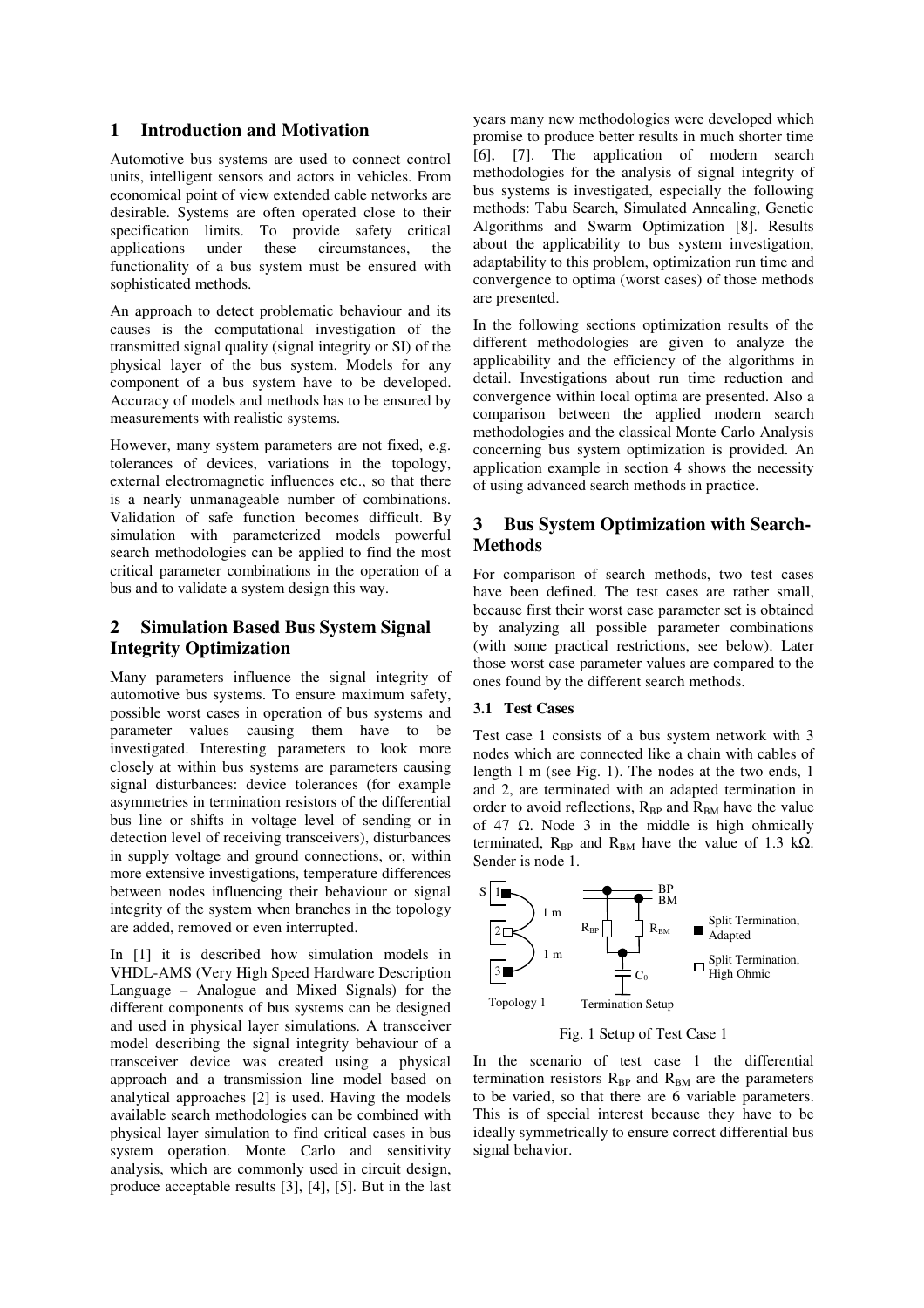## 1 Introduction and Motivation

Automotive bus systems are used to connect control units, intelligent sensors and actors in vehicles. From economical point of view extended cable networks are desirable. Systems are often operated close to their specification limits. To provide safety critical applications under these circumstances, the functionality of a bus system must be ensured with sophisticated methods.

An approach to detect problematic behaviour and its causes is the computational investigation of the transmitted signal quality (signal integrity or SI) of the physical layer of the bus system. Models for any component of a bus system have to be developed. Accuracy of models and methods has to be ensured by measurements with realistic systems.

However, many system parameters are not fixed, e.g. tolerances of devices, variations in the topology, external electromagnetic influences etc., so that there is a nearly unmanageable number of combinations. Validation of safe function becomes difficult. By simulation with parameterized models powerful search methodologies can be applied to find the most critical parameter combinations in the operation of a bus and to validate a system design this way.

## 2 Simulation Based Bus System Signal Integrity Optimization

Many parameters influence the signal integrity of automotive bus systems. To ensure maximum safety, possible worst cases in operation of bus systems and parameter values causing them have to be investigated. Interesting parameters to look more closely at within bus systems are parameters causing signal disturbances: device tolerances (for example asymmetries in termination resistors of the differential bus line or shifts in voltage level of sending or in detection level of receiving transceivers), disturbances in supply voltage and ground connections, or, within more extensive investigations, temperature differences between nodes influencing their behaviour or signal integrity of the system when branches in the topology are added, removed or even interrupted.

In [1] it is described how simulation models in VHDL-AMS (Very High Speed Hardware Description Language – Analogue and Mixed Signals) for the different components of bus systems can be designed and used in physical layer simulations. A transceiver model describing the signal integrity behaviour of a transceiver device was created using a physical approach and a transmission line model based on analytical approaches [2] is used. Having the models available search methodologies can be combined with physical layer simulation to find critical cases in bus system operation. Monte Carlo and sensitivity analysis, which are commonly used in circuit design, produce acceptable results [3], [4], [5]. But in the last years many new methodologies were developed which promise to produce better results in much shorter time [6], [7]. The application of modern search methodologies for the analysis of signal integrity of bus systems is investigated, especially the following methods: Tabu Search, Simulated Annealing, Genetic Algorithms and Swarm Optimization [8]. Results about the applicability to bus system investigation, adaptability to this problem, optimization run time and convergence to optima (worst cases) of those methods are presented.

In the following sections optimization results of the different methodologies are given to analyze the applicability and the efficiency of the algorithms in detail. Investigations about run time reduction and convergence within local optima are presented. Also a comparison between the applied modern search methodologies and the classical Monte Carlo Analysis concerning bus system optimization is provided. An application example in section 4 shows the necessity of using advanced search methods in practice.

## 3 Bus System Optimization with Search-Methods

For comparison of search methods, two test cases have been defined. The test cases are rather small, because first their worst case parameter set is obtained by analyzing all possible parameter combinations (with some practical restrictions, see below). Later those worst case parameter values are compared to the ones found by the different search methods.

### 3.1 Test Cases

Test case 1 consists of a bus system network with 3 nodes which are connected like a chain with cables of length 1 m (see Fig. 1). The nodes at the two ends, 1 and 2, are terminated with an adapted termination in order to avoid reflections, $R_{BP}$ and $R_{BM}$ have the value of 47 Ω. Node 3 in the middle is high ohmically terminated, $R_{BP}$ and $R_{BM}$ have the value of 1.3 kΩ. Sender is node 1.

Fig. 1 Setup of Test Case 1

In the scenario of test case 1 the differential termination resistors $R_{BP}$ and $R_{BM}$ are the parameters to be varied, so that there are 6 variable parameters. This is of special interest because they have to be ideally symmetrically to ensure correct differential bus signal behavior.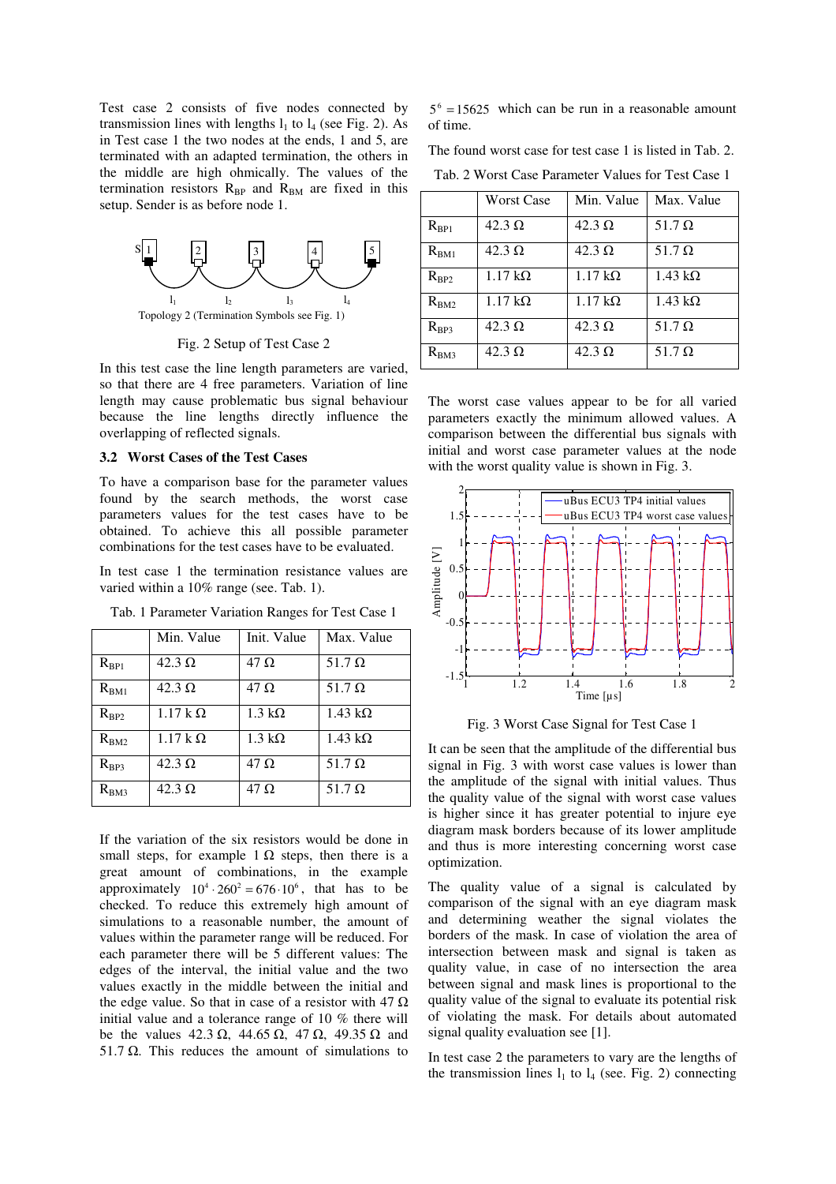Test case 2 consists of five nodes connected by transmission lines with lengths $l_1$ to $l_4$ (see Fig. 2). As in Test case 1 the two nodes at the ends, 1 and 5, are terminated with an adapted termination, the others in the middle are high ohmically. The values of the termination resistors $R_{BP}$ and $R_{BM}$ are fixed in this setup. Sender is as before node 1.

Topology 2 (Termination Symbols see Fig. 1)

Fig. 2 Setup of Test Case 2

In this test case the line length parameters are varied, so that there are 4 free parameters. Variation of line length may cause problematic bus signal behaviour because the line lengths directly influence the overlapping of reflected signals.

### 3.2 Worst Cases of the Test Cases

To have a comparison base for the parameter values found by the search methods, the worst case parameters values for the test cases have to be obtained. To achieve this all possible parameter combinations for the test cases have to be evaluated.

In test case 1 the termination resistance values are varied within a 10% range (see. Tab. 1).

Tab. 1 Parameter Variation Ranges for Test Case 1

| | Min. Value | Init. Value | Max. Value |
|---|---|---|---|
| $R_{BP1}$ | 42.3 Ω | 47 Ω | 51.7 Ω |
| $R_{BM1}$ | 42.3 Ω | 47 Ω | 51.7 Ω |
| $R_{BP2}$ | 1.17 k Ω | 1.3 kΩ | 1.43 kΩ |
| $R_{BM2}$ | 1.17 k Ω | 1.3 kΩ | 1.43 kΩ |
| $R_{BP3}$ | 42.3 Ω | 47 Ω | 51.7 Ω |
| $R_{BM3}$ | 42.3 Ω | 47 Ω | 51.7 Ω |

If the variation of the six resistors would be done in small steps, for example 1 Ω steps, then there is a great amount of combinations, in the example approximately $10^4 \cdot 260^2 = 676 \cdot 10^6$, that has to be checked. To reduce this extremely high amount of simulations to a reasonable number, the amount of values within the parameter range will be reduced. For each parameter there will be 5 different values: The edges of the interval, the initial value and the two values exactly in the middle between the initial and the edge value. So that in case of a resistor with 47 Ω initial value and a tolerance range of 10 % there will be the values 42.3 Ω, 44.65 Ω, 47 Ω, 49.35 Ω and 51.7 Ω. This reduces the amount of simulations to $5^6 = 15625$ which can be run in a reasonable amount of time.

The found worst case for test case 1 is listed in Tab. 2.

Tab. 2 Worst Case Parameter Values for Test Case 1

| | Worst Case | Min. Value | Max. Value |
|---|---|---|---|
| $R_{BP1}$ | 42.3 Ω | 42.3 Ω | 51.7 Ω |
| $R_{BM1}$ | 42.3 Ω | 42.3 Ω | 51.7 Ω |
| $R_{BP2}$ | 1.17 kΩ | 1.17 kΩ | 1.43 kΩ |
| $R_{BM2}$ | 1.17 kΩ | 1.17 kΩ | 1.43 kΩ |
| $R_{BP3}$ | 42.3 Ω | 42.3 Ω | 51.7 Ω |
| $R_{BM3}$ | 42.3 Ω | 42.3 Ω | 51.7 Ω |

The worst case values appear to be for all varied parameters exactly the minimum allowed values. A comparison between the differential bus signals with initial and worst case parameter values at the node with the worst quality value is shown in Fig. 3.

Fig. 3 Worst Case Signal for Test Case 1

It can be seen that the amplitude of the differential bus signal in Fig. 3 with worst case values is lower than the amplitude of the signal with initial values. Thus the quality value of the signal with worst case values is higher since it has greater potential to injure eye diagram mask borders because of its lower amplitude and thus is more interesting concerning worst case optimization.

The quality value of a signal is calculated by comparison of the signal with an eye diagram mask and determining weather the signal violates the borders of the mask. In case of violation the area of intersection between mask and signal is taken as quality value, in case of no intersection the area between signal and mask lines is proportional to the quality value of the signal to evaluate its potential risk of violating the mask. For details about automated signal quality evaluation see [1].

In test case 2 the parameters to vary are the lengths of the transmission lines $l_1$ to $l_4$ (see. Fig. 2) connecting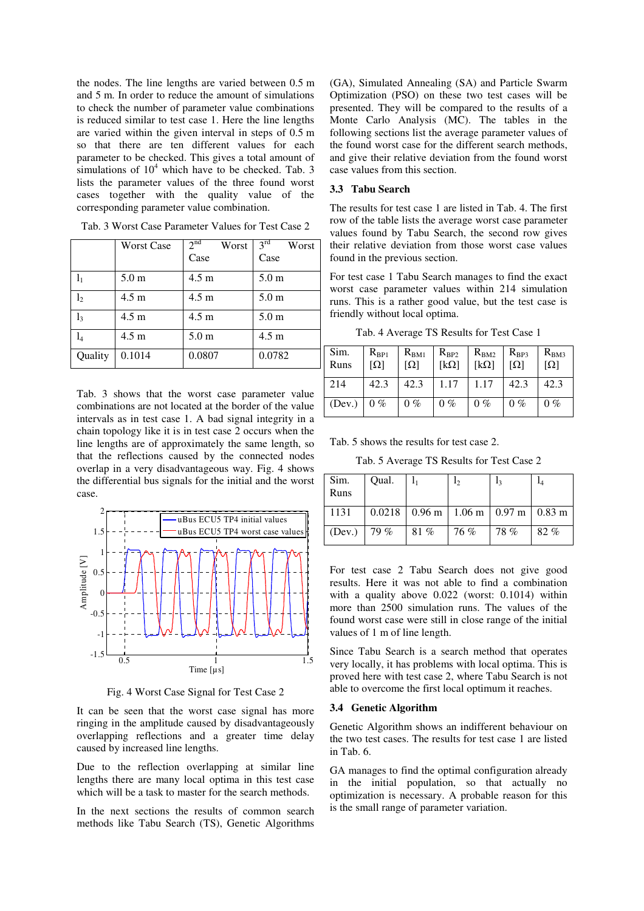the nodes. The line lengths are varied between 0.5 m and 5 m. In order to reduce the amount of simulations to check the number of parameter value combinations is reduced similar to test case 1. Here the line lengths are varied within the given interval in steps of 0.5 m so that there are ten different values for each parameter to be checked. This gives a total amount of simulations of $10^4$ which have to be checked. Tab. 3 lists the parameter values of the three found worst cases together with the quality value of the corresponding parameter value combination.

Tab. 3 Worst Case Parameter Values for Test Case 2

| | Worst Case | 2nd Worst Case | 3rd Worst Case |
|---|---|---|---|
| $l_1$ | 5.0 m | 4.5 m | 5.0 m |
| $l_2$ | 4.5 m | 4.5 m | 5.0 m |
| $l_3$ | 4.5 m | 4.5 m | 5.0 m |
| $l_4$ | 4.5 m | 5.0 m | 4.5 m |
| Quality | 0.1014 | 0.0807 | 0.0782 |

Tab. 3 shows that the worst case parameter value combinations are not located at the border of the value intervals as in test case 1. A bad signal integrity in a chain topology like it is in test case 2 occurs when the line lengths are of approximately the same length, so that the reflections caused by the connected nodes overlap in a very disadvantageous way. Fig. 4 shows the differential bus signals for the initial and the worst case.

Fig. 4 Worst Case Signal for Test Case 2

It can be seen that the worst case signal has more ringing in the amplitude caused by disadvantageously overlapping reflections and a greater time delay caused by increased line lengths.

Due to the reflection overlapping at similar line lengths there are many local optima in this test case which will be a task to master for the search methods.

In the next sections the results of common search methods like Tabu Search (TS), Genetic Algorithms (GA), Simulated Annealing (SA) and Particle Swarm Optimization (PSO) on these two test cases will be presented. They will be compared to the results of a Monte Carlo Analysis (MC). The tables in the following sections list the average parameter values of the found worst case for the different search methods, and give their relative deviation from the found worst case values from this section.

### 3.3 Tabu Search

The results for test case 1 are listed in Tab. 4. The first row of the table lists the average worst case parameter values found by Tabu Search, the second row gives their relative deviation from those worst case values found in the previous section.

For test case 1 Tabu Search manages to find the exact worst case parameter values within 214 simulation runs. This is a rather good value, but the test case is friendly without local optima.

Tab. 4 Average TS Results for Test Case 1

| Sim. Runs | $R_{BP1}$ [Ω] | $R_{BM1}$ [Ω] | $R_{BP2}$ [kΩ] | $R_{BM2}$ [kΩ] | $R_{BP3}$ [Ω] | $R_{BM3}$ [Ω] |
|---|---|---|---|---|---|---|
| 214 | 42.3 | 42.3 | 1.17 | 1.17 | 42.3 | 42.3 |
| (Dev.) | 0 % | 0 % | 0 % | 0 % | 0 % | 0 % |

Tab. 5 shows the results for test case 2.

Tab. 5 Average TS Results for Test Case 2

| Sim. Runs | Qual. | $l_1$ | $l_2$ | $l_3$ | $l_4$ |
|---|---|---|---|---|---|
| 1131 | 0.0218 | 0.96 m | 1.06 m | 0.97 m | 0.83 m |
| (Dev.) | 79 % | 81 % | 76 % | 78 % | 82 % |

For test case 2 Tabu Search does not give good results. Here it was not able to find a combination with a quality above 0.022 (worst: 0.1014) within more than 2500 simulation runs. The values of the found worst case were still in close range of the initial values of 1 m of line length.

Since Tabu Search is a search method that operates very locally, it has problems with local optima. This is proved here with test case 2, where Tabu Search is not able to overcome the first local optimum it reaches.

### 3.4 Genetic Algorithm

Genetic Algorithm shows an indifferent behaviour on the two test cases. The results for test case 1 are listed in Tab. 6.

GA manages to find the optimal configuration already in the initial population, so that actually no optimization is necessary. A probable reason for this is the small range of parameter variation.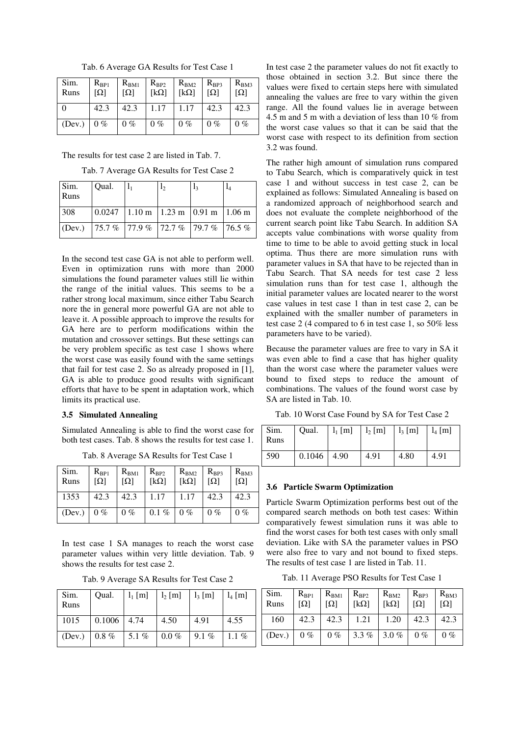Tab. 6 Average GA Results for Test Case 1

| Sim. Runs | $R_{BP1}$ [Ω] | $R_{BM1}$ [Ω] | $R_{BP2}$ [kΩ] | $R_{BM2}$ [kΩ] | $R_{BP3}$ [Ω] | $R_{BM3}$ [Ω] |
|---|---|---|---|---|---|---|
| 0 | 42.3 | 42.3 | 1.17 | 1.17 | 42.3 | 42.3 |
| (Dev.) | 0 % | 0 % | 0 % | 0 % | 0 % | 0 % |

The results for test case 2 are listed in Tab. 7.

Tab. 7 Average GA Results for Test Case 2

| Sim. Runs | Qual. | $l_1$ | $l_2$ | $l_3$ | $l_4$ |
|---|---|---|---|---|---|
| 308 | 0.0247 | 1.10 m | 1.23 m | 0.91 m | 1.06 m |
| (Dev.) | 75.7 % | 77.9 % | 72.7 % | 79.7 % | 76.5 % |

In the second test case GA is not able to perform well. Even in optimization runs with more than 2000 simulations the found parameter values still lie within the range of the initial values. This seems to be a rather strong local maximum, since either Tabu Search nore the in general more powerful GA are not able to leave it. A possible approach to improve the results for GA here are to perform modifications within the mutation and crossover settings. But these settings can be very problem specific as test case 1 shows where the worst case was easily found with the same settings that fail for test case 2. So as already proposed in [1], GA is able to produce good results with significant efforts that have to be spent in adaptation work, which limits its practical use.

### 3.5 Simulated Annealing

Simulated Annealing is able to find the worst case for both test cases. Tab. 8 shows the results for test case 1.

Tab. 8 Average SA Results for Test Case 1

| Sim. Runs | $R_{BP1}$ [Ω] | $R_{BM1}$ [Ω] | $R_{BP2}$ [kΩ] | $R_{BM2}$ [kΩ] | $R_{BP3}$ [Ω] | $R_{BM3}$ [Ω] |
|---|---|---|---|---|---|---|
| 1353 | 42.3 | 42.3 | 1.17 | 1.17 | 42.3 | 42.3 |
| (Dev.) | 0 % | 0 % | 0.1 % | 0 % | 0 % | 0 % |

In test case 1 SA manages to reach the worst case parameter values within very little deviation. Tab. 9 shows the results for test case 2.

Tab. 9 Average SA Results for Test Case 2

| Sim. Runs | Qual. | $l_1$ [m] | $l_2$ [m] | $l_3$ [m] | $l_4$ [m] |
|---|---|---|---|---|---|
| 1015 | 0.1006 | 4.74 | 4.50 | 4.91 | 4.55 |
| (Dev.) | 0.8 % | 5.1 % | 0.0 % | 9.1 % | 1.1 % |

In test case 2 the parameter values do not fit exactly to those obtained in section 3.2. But since there the values were fixed to certain steps here with simulated annealing the values are free to vary within the given range. All the found values lie in average between 4.5 m and 5 m with a deviation of less than 10 % from the worst case values so that it can be said that the worst case with respect to its definition from section 3.2 was found.

The rather high amount of simulation runs compared to Tabu Search, which is comparatively quick in test case 1 and without success in test case 2, can be explained as follows: Simulated Annealing is based on a randomized approach of neighborhood search and does not evaluate the complete neighborhood of the current search point like Tabu Search. In addition SA accepts value combinations with worse quality from time to time to be able to avoid getting stuck in local optima. Thus there are more simulation runs with parameter values in SA that have to be rejected than in Tabu Search. That SA needs for test case 2 less simulation runs than for test case 1, although the initial parameter values are located nearer to the worst case values in test case 1 than in test case 2, can be explained with the smaller number of parameters in test case 2 (4 compared to 6 in test case 1, so 50% less parameters have to be varied).

Because the parameter values are free to vary in SA it was even able to find a case that has higher quality than the worst case where the parameter values were bound to fixed steps to reduce the amount of combinations. The values of the found worst case by SA are listed in Tab. 10.

Tab. 10 Worst Case Found by SA for Test Case 2

| Sim. Runs | Qual. | $l_1$ [m] | $l_2$ [m] | $l_3$ [m] | $l_4$ [m] |
|---|---|---|---|---|---|
| 590 | 0.1046 | 4.90 | 4.91 | 4.80 | 4.91 |

### 3.6 Particle Swarm Optimization

Particle Swarm Optimization performs best out of the compared search methods on both test cases: Within comparatively fewest simulation runs it was able to find the worst cases for both test cases with only small deviation. Like with SA the parameter values in PSO were also free to vary and not bound to fixed steps. The results of test case 1 are listed in Tab. 11.

Tab. 11 Average PSO Results for Test Case 1

| Sim. Runs | $R_{BP1}$ [Ω] | $R_{BM1}$ [Ω] | $R_{BP2}$ [kΩ] | $R_{BM2}$ [kΩ] | $R_{BP3}$ [Ω] | $R_{BM3}$ [Ω] |
|---|---|---|---|---|---|---|
| 160 | 42.3 | 42.3 | 1.21 | 1.20 | 42.3 | 42.3 |
| (Dev.) | 0 % | 0 % | 3.3 % | 3.0 % | 0 % | 0 % |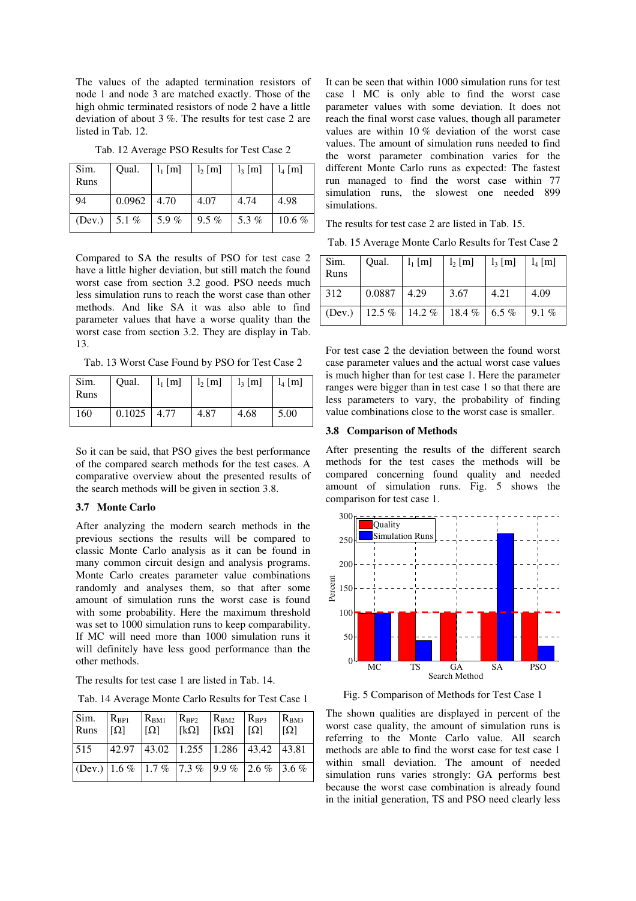The values of the adapted termination resistors of node 1 and node 3 are matched exactly. Those of the high ohmic terminated resistors of node 2 have a little deviation of about 3 %. The results for test case 2 are listed in Tab. 12.

Tab. 12 Average PSO Results for Test Case 2

| Sim. Runs | Qual. | $l_1$ [m] | $l_2$ [m] | $l_3$ [m] | $l_4$ [m] |
|---|---|---|---|---|---|
| 94 | 0.0962 | 4.70 | 4.07 | 4.74 | 4.98 |
| (Dev.) | 5.1 % | 5.9 % | 9.5 % | 5.3 % | 10.6 % |

Compared to SA the results of PSO for test case 2 have a little higher deviation, but still match the found worst case from section 3.2 good. PSO needs much less simulation runs to reach the worst case than other methods. And like SA it was also able to find parameter values that have a worse quality than the worst case from section 3.2. They are display in Tab. 13.

Tab. 13 Worst Case Found by PSO for Test Case 2

| Sim. Runs | Qual. | $l_1$ [m] | $l_2$ [m] | $l_3$ [m] | $l_4$ [m] |
|---|---|---|---|---|---|
| 160 | 0.1025 | 4.77 | 4.87 | 4.68 | 5.00 |

So it can be said, that PSO gives the best performance of the compared search methods for the test cases. A comparative overview about the presented results of the search methods will be given in section 3.8.

### 3.7 Monte Carlo

After analyzing the modern search methods in the previous sections the results will be compared to classic Monte Carlo analysis as it can be found in many common circuit design and analysis programs. Monte Carlo creates parameter value combinations randomly and analyses them, so that after some amount of simulation runs the worst case is found with some probability. Here the maximum threshold was set to 1000 simulation runs to keep comparability. If MC will need more than 1000 simulation runs it will definitely have less good performance than the other methods.

The results for test case 1 are listed in Tab. 14.

Tab. 14 Average Monte Carlo Results for Test Case 1

| Sim. Runs | $R_{BP1}$ [Ω] | $R_{BM1}$ [Ω] | $R_{BP2}$ [kΩ] | $R_{BM2}$ [kΩ] | $R_{BP3}$ [Ω] | $R_{BM3}$ [Ω] |
|---|---|---|---|---|---|---|
| 515 | 42.97 | 43.02 | 1.255 | 1.286 | 43.42 | 43.81 |
| (Dev.) | 1.6 % | 1.7 % | 7.3 % | 9.9 % | 2.6 % | 3.6 % |

It can be seen that within 1000 simulation runs for test case 1 MC is only able to find the worst case parameter values with some deviation. It does not reach the final worst case values, though all parameter values are within 10 % deviation of the worst case values. The amount of simulation runs needed to find the worst parameter combination varies for the different Monte Carlo runs as expected: The fastest run managed to find the worst case within 77 simulation runs, the slowest one needed 899 simulations.

The results for test case 2 are listed in Tab. 15.

Tab. 15 Average Monte Carlo Results for Test Case 2

| Sim. Runs | Qual. | $l_1$ [m] | $l_2$ [m] | $l_3$ [m] | $l_4$ [m] |
|---|---|---|---|---|---|
| 312 | 0.0887 | 4.29 | 3.67 | 4.21 | 4.09 |
| (Dev.) | 12.5 % | 14.2 % | 18.4 % | 6.5 % | 9.1 % |

For test case 2 the deviation between the found worst case parameter values and the actual worst case values is much higher than for test case 1. Here the parameter ranges were bigger than in test case 1 so that there are less parameters to vary, the probability of finding value combinations close to the worst case is smaller.

### 3.8 Comparison of Methods

After presenting the results of the different search methods for the test cases the methods will be compared concerning found quality and needed amount of simulation runs. Fig. 5 shows the comparison for test case 1.

Fig. 5 Comparison of Methods for Test Case 1

The shown qualities are displayed in percent of the worst case quality, the amount of simulation runs is referring to the Monte Carlo value. All search methods are able to find the worst case for test case 1 within small deviation. The amount of needed simulation runs varies strongly: GA performs best because the worst case combination is already found in the initial generation, TS and PSO need clearly less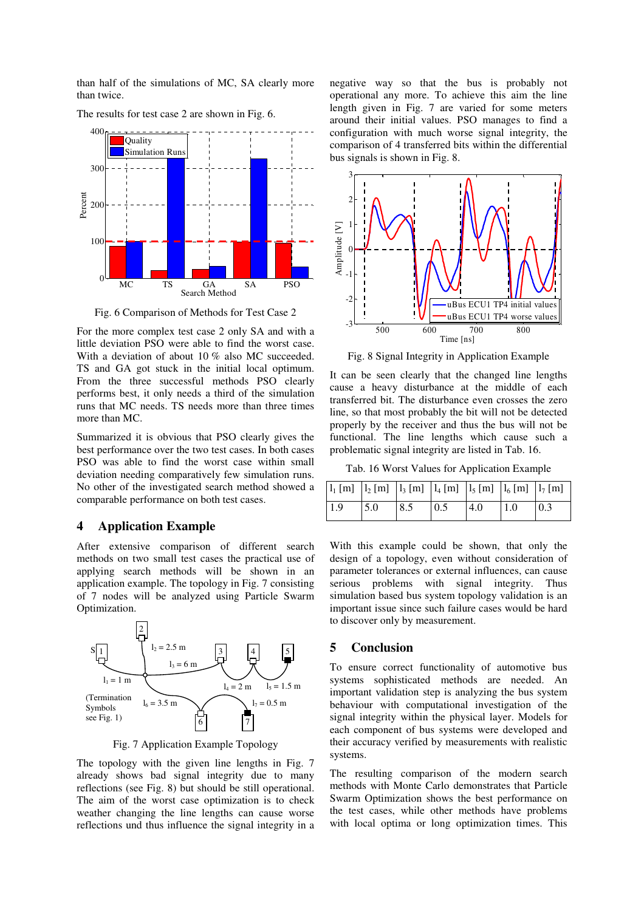than half of the simulations of MC, SA clearly more than twice.

The results for test case 2 are shown in Fig. 6.

Fig. 6 Comparison of Methods for Test Case 2

For the more complex test case 2 only SA and with a little deviation PSO were able to find the worst case. With a deviation of about 10 % also MC succeeded. TS and GA got stuck in the initial local optimum. From the three successful methods PSO clearly performs best, it only needs a third of the simulation runs that MC needs. TS needs more than three times more than MC.

Summarized it is obvious that PSO clearly gives the best performance over the two test cases. In both cases PSO was able to find the worst case within small deviation needing comparatively few simulation runs. No other of the investigated search method showed a comparable performance on both test cases.

## 4 Application Example

After extensive comparison of different search methods on two small test cases the practical use of applying search methods will be shown in an application example. The topology in Fig. 7 consisting of 7 nodes will be analyzed using Particle Swarm Optimization.

Fig. 7 Application Example Topology

The topology with the given line lengths in Fig. 7 already shows bad signal integrity due to many reflections (see Fig. 8) but should be still operational. The aim of the worst case optimization is to check weather changing the line lengths can cause worse reflections und thus influence the signal integrity in a negative way so that the bus is probably not operational any more. To achieve this aim the line length given in Fig. 7 are varied for some meters around their initial values. PSO manages to find a configuration with much worse signal integrity, the comparison of 4 transferred bits within the differential bus signals is shown in Fig. 8.

Fig. 8 Signal Integrity in Application Example

It can be seen clearly that the changed line lengths cause a heavy disturbance at the middle of each transferred bit. The disturbance even crosses the zero line, so that most probably the bit will not be detected properly by the receiver and thus the bus will not be functional. The line lengths which cause such a problematic signal integrity are listed in Tab. 16.

Tab. 16 Worst Values for Application Example

| $l_1$ [m] | $l_2$ [m] | $l_3$ [m] | $l_4$ [m] | $l_5$ [m] | $l_6$ [m] | $l_7$ [m] |
|---|---|---|---|---|---|---|
| 1.9 | 5.0 | 8.5 | 0.5 | 4.0 | 1.0 | 0.3 |

With this example could be shown, that only the design of a topology, even without consideration of parameter tolerances or external influences, can cause serious problems with signal integrity. Thus simulation based bus system topology validation is an important issue since such failure cases would be hard to discover only by measurement.

## 5 Conclusion

To ensure correct functionality of automotive bus systems sophisticated methods are needed. An important validation step is analyzing the bus system behaviour with computational investigation of the signal integrity within the physical layer. Models for each component of bus systems were developed and their accuracy verified by measurements with realistic systems.

The resulting comparison of the modern search methods with Monte Carlo demonstrates that Particle Swarm Optimization shows the best performance on the test cases, while other methods have problems with local optima or long optimization times. This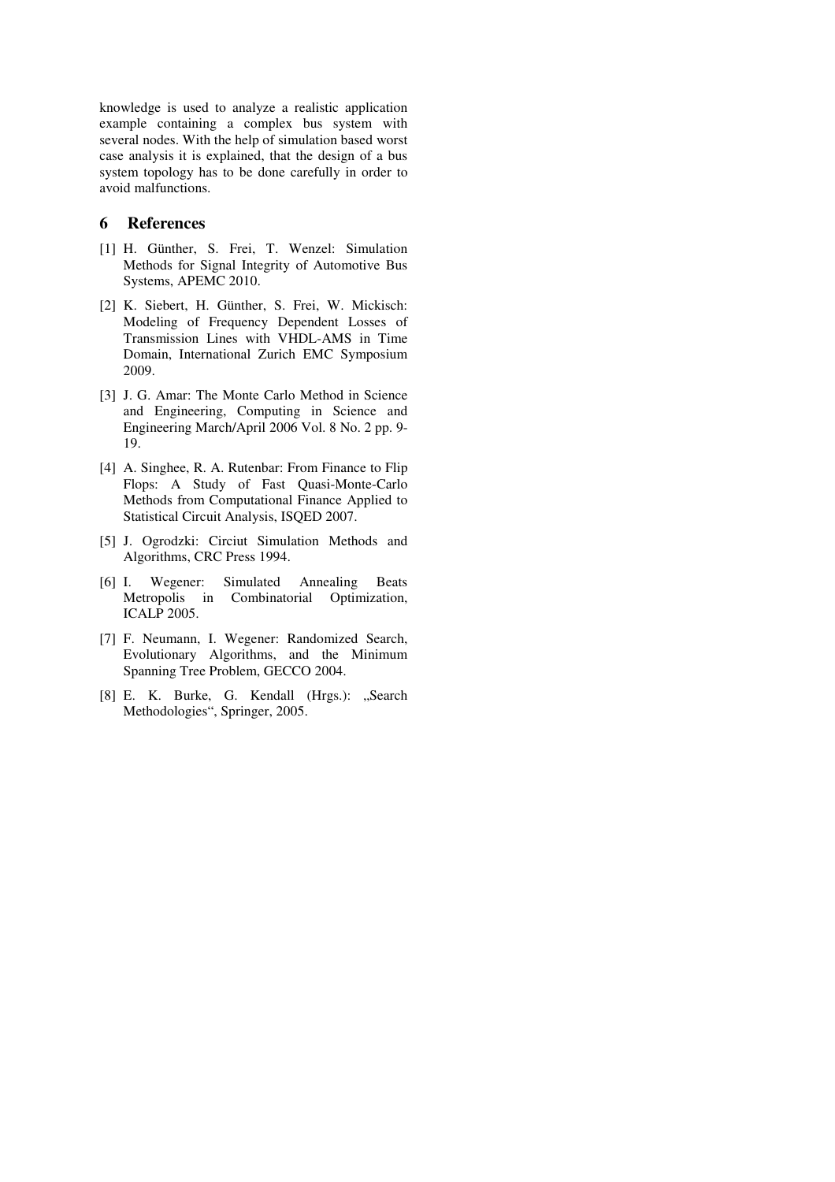knowledge is used to analyze a realistic application example containing a complex bus system with several nodes. With the help of simulation based worst case analysis it is explained, that the design of a bus system topology has to be done carefully in order to avoid malfunctions.

## 6 References

[1] H. Günther, S. Frei, T. Wenzel: Simulation Methods for Signal Integrity of Automotive Bus Systems, APEMC 2010.

[2] K. Siebert, H. Günther, S. Frei, W. Mickisch: Modeling of Frequency Dependent Losses of Transmission Lines with VHDL-AMS in Time Domain, International Zurich EMC Symposium 2009.

[3] J. G. Amar: The Monte Carlo Method in Science and Engineering, Computing in Science and Engineering March/April 2006 Vol. 8 No. 2 pp. 9-19.

[4] A. Singhee, R. A. Rutenbar: From Finance to Flip Flops: A Study of Fast Quasi-Monte-Carlo Methods from Computational Finance Applied to Statistical Circuit Analysis, ISQED 2007.

[5] J. Ogrodzki: Circiut Simulation Methods and Algorithms, CRC Press 1994.

[6] I. Wegener: Simulated Annealing Beats Metropolis in Combinatorial Optimization, ICALP 2005.

[7] F. Neumann, I. Wegener: Randomized Search, Evolutionary Algorithms, and the Minimum Spanning Tree Problem, GECCO 2004.

[8] E. K. Burke, G. Kendall (Hrgs.): „Search Methodologies“, Springer, 2005.